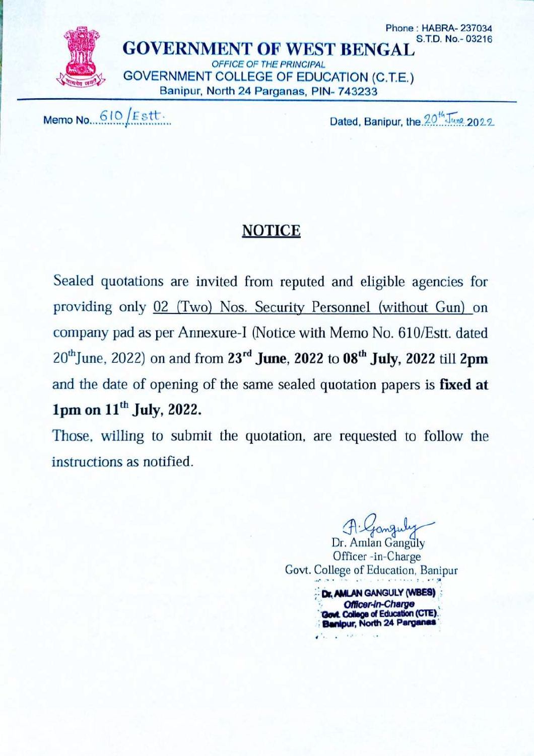Phone : HABRA- 237034
S.T.D. No.- 03216

# GOVERNMENT OF WEST BENGAL

*OFFICE OF THE PRINCIPAL*

GOVERNMENT COLLEGE OF EDUCATION (C.T.E.)

Banipur, North 24 Parganas, PIN- 743233

Memo No. 610/Estt.

Dated, Banipur, the 20th June 2022

## NOTICE

Sealed quotations are invited from reputed and eligible agencies for providing only 02 (Two) Nos. Security Personnel (without Gun) on company pad as per Annexure-I (Notice with Memo No. 610/Estt. dated 20th June, 2022) on and from **23rd June, 2022** to **08th July, 2022** till **2pm** and the date of opening of the same sealed quotation papers is **fixed at 1pm on 11th July, 2022.**

Those, willing to submit the quotation, are requested to follow the instructions as notified.

Dr. Amlan Ganguly
Officer -in-Charge
Govt. College of Education, Banipur

**Dr. AMLAN GANGULY (WBES)**
***Officer-in-Charge***
**Govt. College of Education (CTE)**
**Banipur, North 24 Parganas**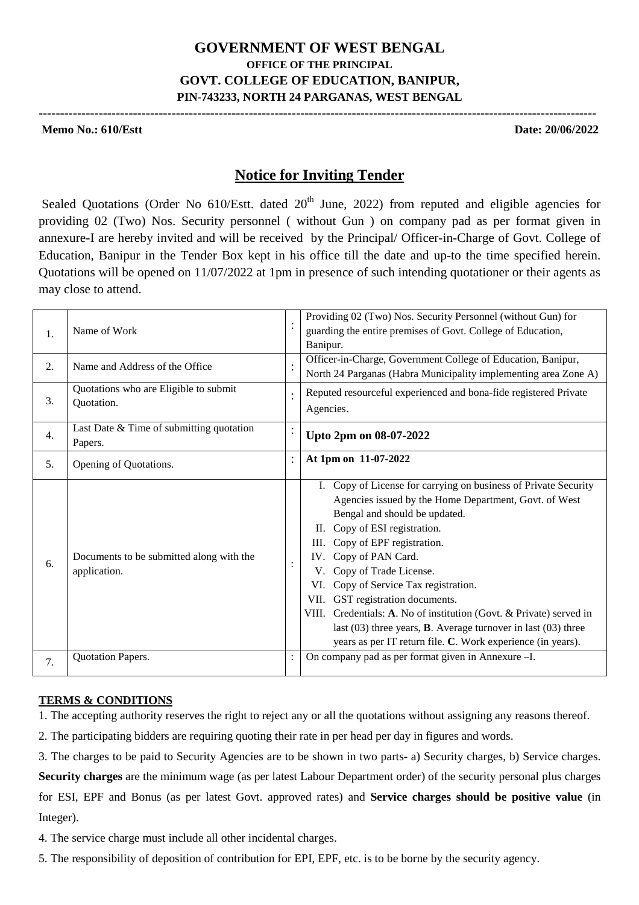# GOVERNMENT OF WEST BENGAL

**OFFICE OF THE PRINCIPAL**

**GOVT. COLLEGE OF EDUCATION, BANIPUR,**

**PIN-743233, NORTH 24 PARGANAS, WEST BENGAL**

---

**Memo No.: 610/Estt** **Date: 20/06/2022**

## Notice for Inviting Tender

Sealed Quotations (Order No 610/Estt. dated 20th June, 2022) from reputed and eligible agencies for providing 02 (Two) Nos. Security personnel ( without Gun ) on company pad as per format given in annexure-I are hereby invited and will be received by the Principal/ Officer-in-Charge of Govt. College of Education, Banipur in the Tender Box kept in his office till the date and up-to the time specified herein. Quotations will be opened on 11/07/2022 at 1pm in presence of such intending quotationer or their agents as may close to attend.

| | | | |
|---|---|---|---|
| 1. | Name of Work | : | Providing 02 (Two) Nos. Security Personnel (without Gun) for guarding the entire premises of Govt. College of Education, Banipur. |
| 2. | Name and Address of the Office | : | Officer-in-Charge, Government College of Education, Banipur, North 24 Parganas (Habra Municipality implementing area Zone A) |
| 3. | Quotations who are Eligible to submit Quotation. | : | Reputed resourceful experienced and bona-fide registered Private Agencies. |
| 4. | Last Date & Time of submitting quotation Papers. | : | **Upto 2pm on 08-07-2022** |
| 5. | Opening of Quotations. | : | **At 1pm on 11-07-2022** |
| 6. | Documents to be submitted along with the application. | : | I. Copy of License for carrying on business of Private Security Agencies issued by the Home Department, Govt. of West Bengal and should be updated.<br>II. Copy of ESI registration.<br>III. Copy of EPF registration.<br>IV. Copy of PAN Card.<br>V. Copy of Trade License.<br>VI. Copy of Service Tax registration.<br>VII. GST registration documents.<br>VIII. Credentials: **A**. No of institution (Govt. & Private) served in last (03) three years, **B**. Average turnover in last (03) three years as per IT return file. **C**. Work experience (in years). |
| 7. | Quotation Papers. | : | On company pad as per format given in Annexure –I. |

**TERMS & CONDITIONS**

1. The accepting authority reserves the right to reject any or all the quotations without assigning any reasons thereof.

2. The participating bidders are requiring quoting their rate in per head per day in figures and words.

3. The charges to be paid to Security Agencies are to be shown in two parts- a) Security charges, b) Service charges. **Security charges** are the minimum wage (as per latest Labour Department order) of the security personal plus charges for ESI, EPF and Bonus (as per latest Govt. approved rates) and **Service charges should be positive value** (in Integer).

4. The service charge must include all other incidental charges.

5. The responsibility of deposition of contribution for EPI, EPF, etc. is to be borne by the security agency.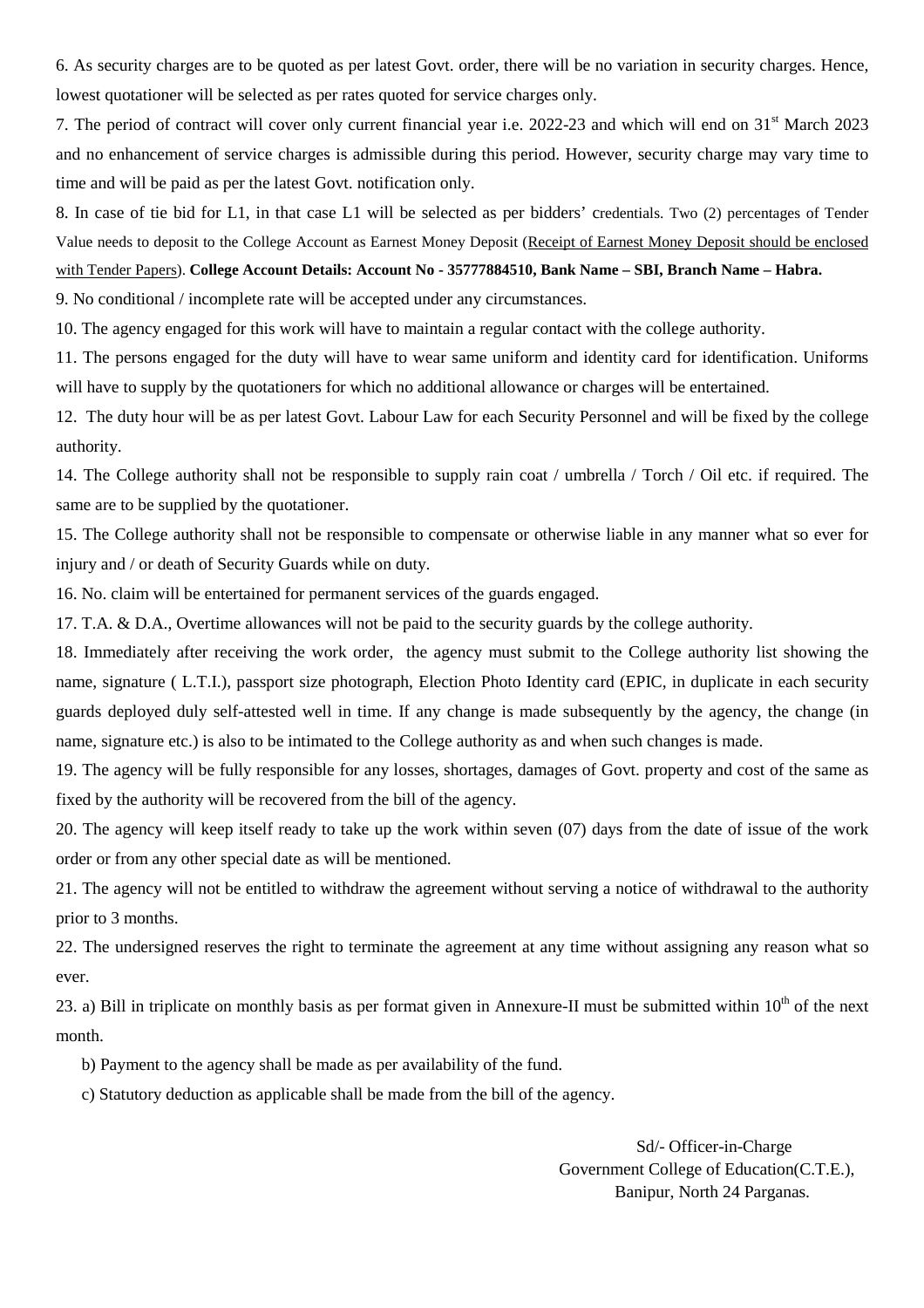6. As security charges are to be quoted as per latest Govt. order, there will be no variation in security charges. Hence, lowest quotationer will be selected as per rates quoted for service charges only.

7. The period of contract will cover only current financial year i.e. 2022-23 and which will end on 31st March 2023 and no enhancement of service charges is admissible during this period. However, security charge may vary time to time and will be paid as per the latest Govt. notification only.

8. In case of tie bid for L1, in that case L1 will be selected as per bidders' credentials. Two (2) percentages of Tender Value needs to deposit to the College Account as Earnest Money Deposit (Receipt of Earnest Money Deposit should be enclosed with Tender Papers). **College Account Details: Account No - 35777884510, Bank Name – SBI, Branch Name – Habra.**

9. No conditional / incomplete rate will be accepted under any circumstances.

10. The agency engaged for this work will have to maintain a regular contact with the college authority.

11. The persons engaged for the duty will have to wear same uniform and identity card for identification. Uniforms will have to supply by the quotationers for which no additional allowance or charges will be entertained.

12. The duty hour will be as per latest Govt. Labour Law for each Security Personnel and will be fixed by the college authority.

14. The College authority shall not be responsible to supply rain coat / umbrella / Torch / Oil etc. if required. The same are to be supplied by the quotationer.

15. The College authority shall not be responsible to compensate or otherwise liable in any manner what so ever for injury and / or death of Security Guards while on duty.

16. No. claim will be entertained for permanent services of the guards engaged.

17. T.A. & D.A., Overtime allowances will not be paid to the security guards by the college authority.

18. Immediately after receiving the work order, the agency must submit to the College authority list showing the name, signature ( L.T.I.), passport size photograph, Election Photo Identity card (EPIC, in duplicate in each security guards deployed duly self-attested well in time. If any change is made subsequently by the agency, the change (in name, signature etc.) is also to be intimated to the College authority as and when such changes is made.

19. The agency will be fully responsible for any losses, shortages, damages of Govt. property and cost of the same as fixed by the authority will be recovered from the bill of the agency.

20. The agency will keep itself ready to take up the work within seven (07) days from the date of issue of the work order or from any other special date as will be mentioned.

21. The agency will not be entitled to withdraw the agreement without serving a notice of withdrawal to the authority prior to 3 months.

22. The undersigned reserves the right to terminate the agreement at any time without assigning any reason what so ever.

23. a) Bill in triplicate on monthly basis as per format given in Annexure-II must be submitted within 10th of the next month.

b) Payment to the agency shall be made as per availability of the fund.

c) Statutory deduction as applicable shall be made from the bill of the agency.

Sd/- Officer-in-Charge
Government College of Education(C.T.E.),
Banipur, North 24 Parganas.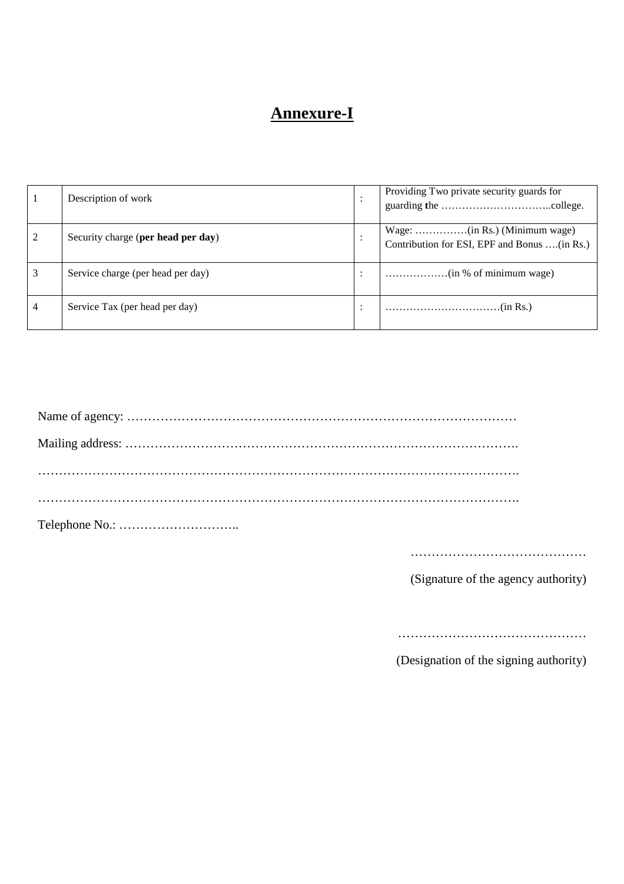# Annexure-I

| | | | |
|---|---|---|---|
| 1 | Description of work | : | Providing Two private security guards for guarding the …………………………..college. |
| 2 | Security charge (**per head per day**) | : | Wage: ……………(in Rs.) (Minimum wage) Contribution for ESI, EPF and Bonus ….(in Rs.) |
| 3 | Service charge (per head per day) | : | ………………(in % of minimum wage) |
| 4 | Service Tax (per head per day) | : | ……………………………(in Rs.) |

Name of agency: ………………………………………………………………………………

Mailing address: ……………………………………………………………………………….

…………………………………………………………………………………………………….

…………………………………………………………………………………………………….

Telephone No.: ………………………..

……………………………………

(Signature of the agency authority)

………………………………………

(Designation of the signing authority)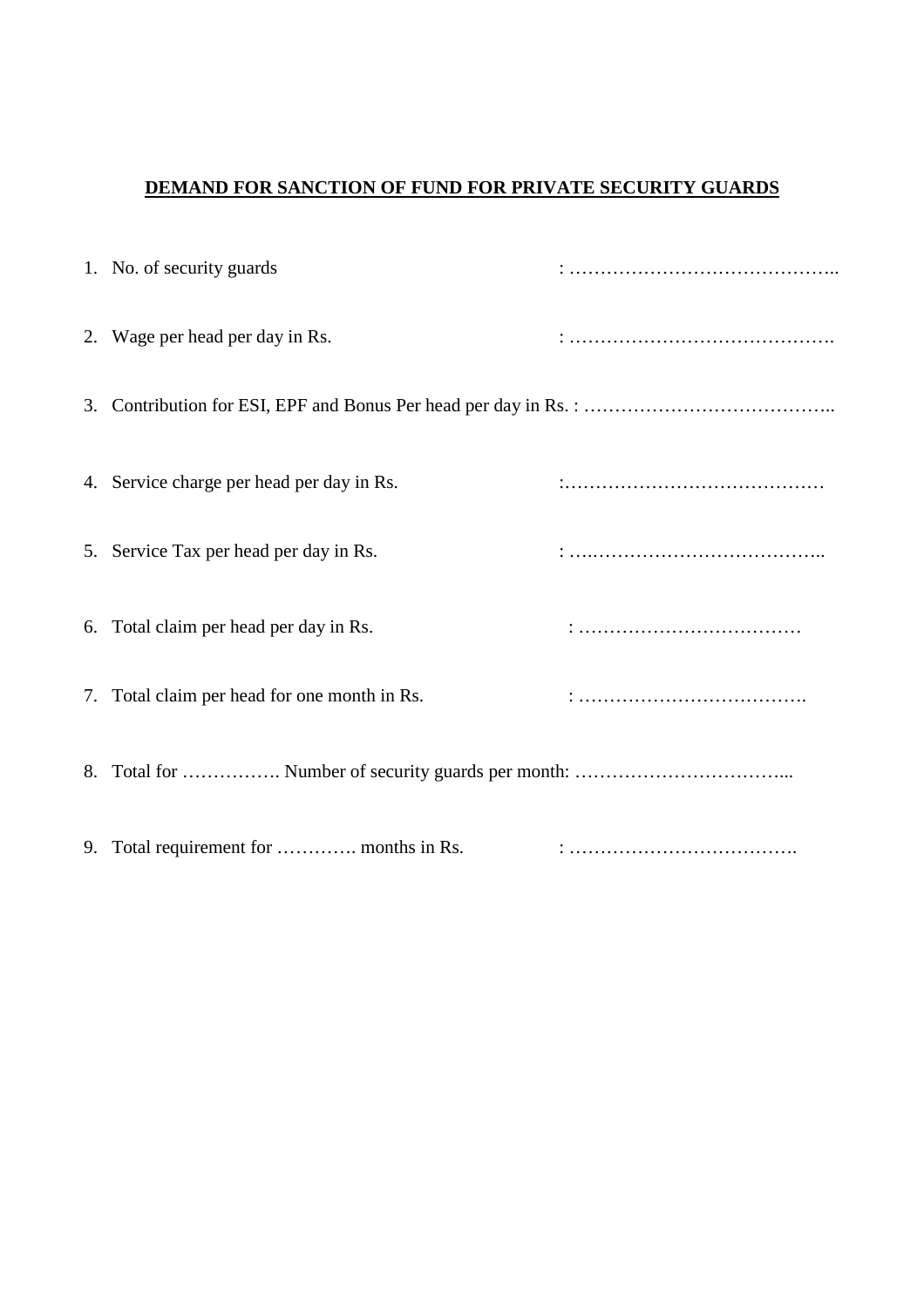**DEMAND FOR SANCTION OF FUND FOR PRIVATE SECURITY GUARDS**

1. No. of security guards : ……………………………………..
2. Wage per head per day in Rs. : …………………………………….
3. Contribution for ESI, EPF and Bonus Per head per day in Rs. : …………………………………..
4. Service charge per head per day in Rs. :……………………………………
5. Service Tax per head per day in Rs. : ….………………………………..
6. Total claim per head per day in Rs. : ………………………………
7. Total claim per head for one month in Rs. : ……………………………….
8. Total for ……………. Number of security guards per month: ……………………………...
9. Total requirement for …………. months in Rs. : ……………………………….